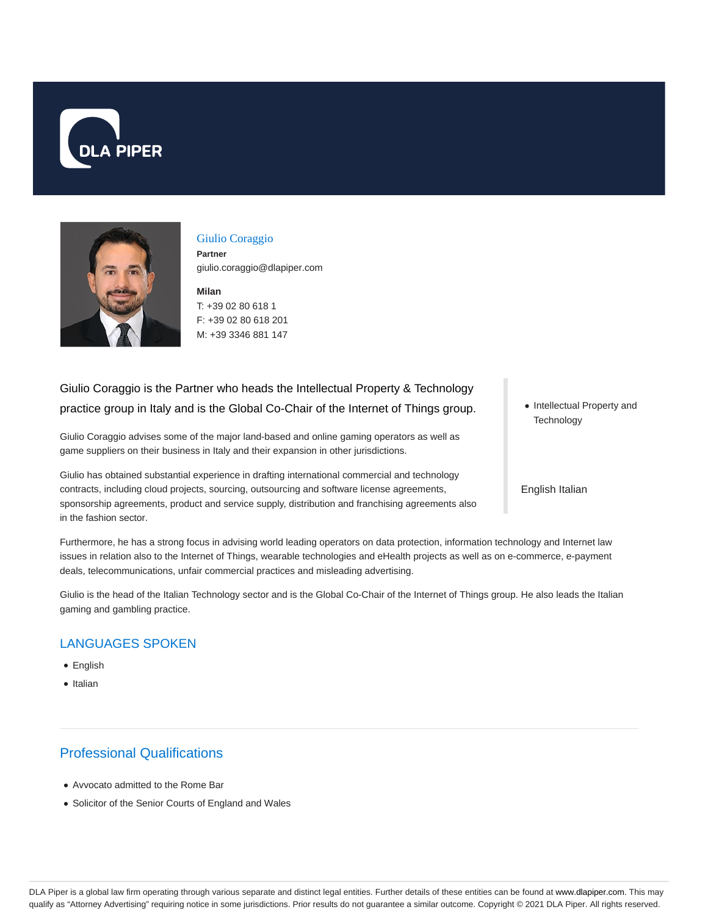# Giulio Coraggio

**Partner**
giulio.coraggio@dlapiper.com

**Milan**
T: +39 02 80 618 1
F: +39 02 80 618 201
M: +39 3346 881 147

Giulio Coraggio is the Partner who heads the Intellectual Property & Technology practice group in Italy and is the Global Co-Chair of the Internet of Things group.

Giulio Coraggio advises some of the major land-based and online gaming operators as well as game suppliers on their business in Italy and their expansion in other jurisdictions.

Giulio has obtained substantial experience in drafting international commercial and technology contracts, including cloud projects, sourcing, outsourcing and software license agreements, sponsorship agreements, product and service supply, distribution and franchising agreements also in the fashion sector.

- Intellectual Property and Technology

English Italian

Furthermore, he has a strong focus in advising world leading operators on data protection, information technology and Internet law issues in relation also to the Internet of Things, wearable technologies and eHealth projects as well as on e-commerce, e-payment deals, telecommunications, unfair commercial practices and misleading advertising.

Giulio is the head of the Italian Technology sector and is the Global Co-Chair of the Internet of Things group. He also leads the Italian gaming and gambling practice.

## LANGUAGES SPOKEN

- English
- Italian

## Professional Qualifications

- Avvocato admitted to the Rome Bar
- Solicitor of the Senior Courts of England and Wales

DLA Piper is a global law firm operating through various separate and distinct legal entities. Further details of these entities can be found at www.dlapiper.com. This may qualify as "Attorney Advertising" requiring notice in some jurisdictions. Prior results do not guarantee a similar outcome. Copyright © 2021 DLA Piper. All rights reserved.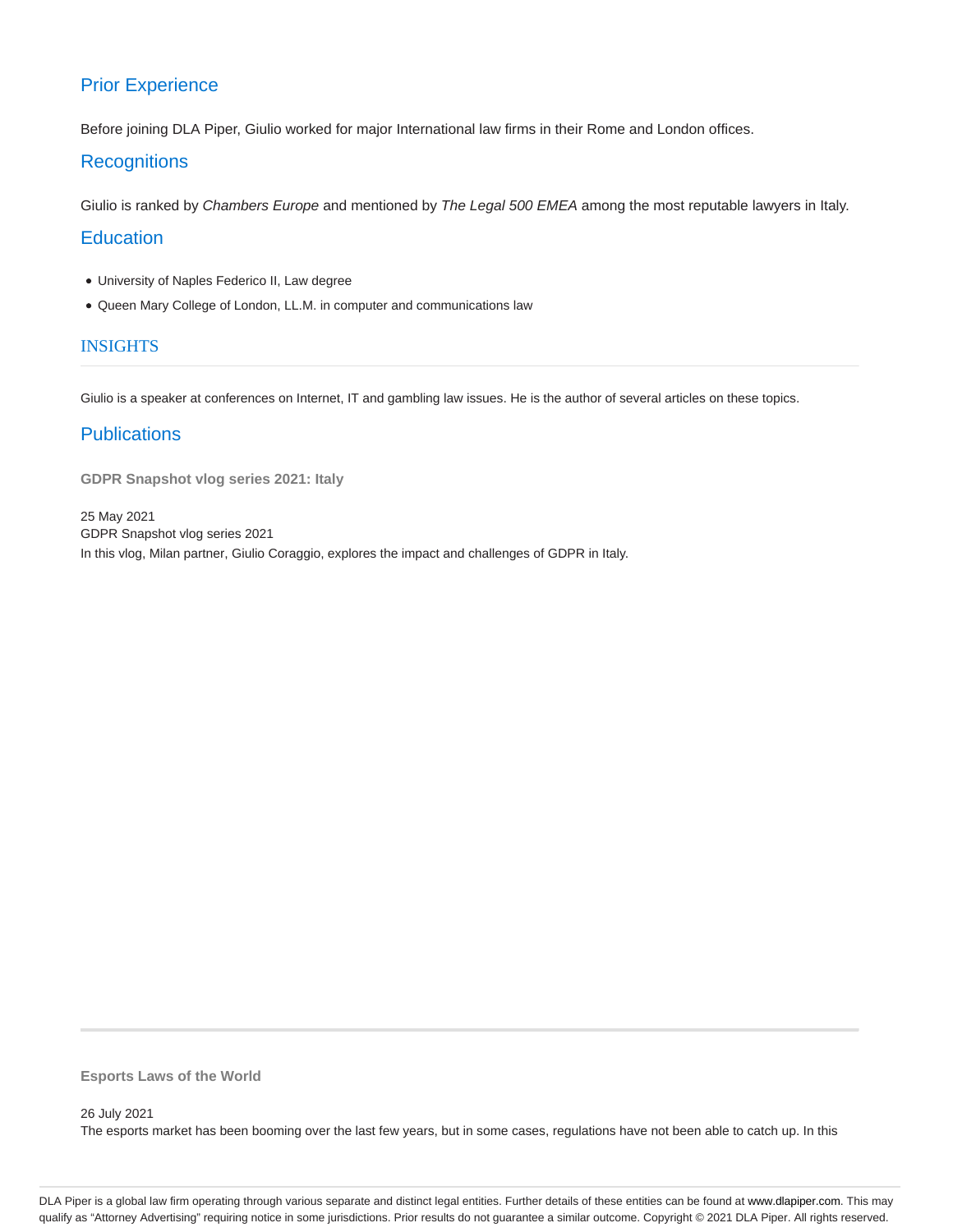## Prior Experience

Before joining DLA Piper, Giulio worked for major International law firms in their Rome and London offices.

## Recognitions

Giulio is ranked by *Chambers Europe* and mentioned by *The Legal 500 EMEA* among the most reputable lawyers in Italy.

## Education

- University of Naples Federico II, Law degree
- Queen Mary College of London, LL.M. in computer and communications law

## INSIGHTS

Giulio is a speaker at conferences on Internet, IT and gambling law issues. He is the author of several articles on these topics.

## Publications

**GDPR Snapshot vlog series 2021: Italy**

25 May 2021
GDPR Snapshot vlog series 2021
In this vlog, Milan partner, Giulio Coraggio, explores the impact and challenges of GDPR in Italy.

---

**Esports Laws of the World**

26 July 2021
The esports market has been booming over the last few years, but in some cases, regulations have not been able to catch up. In this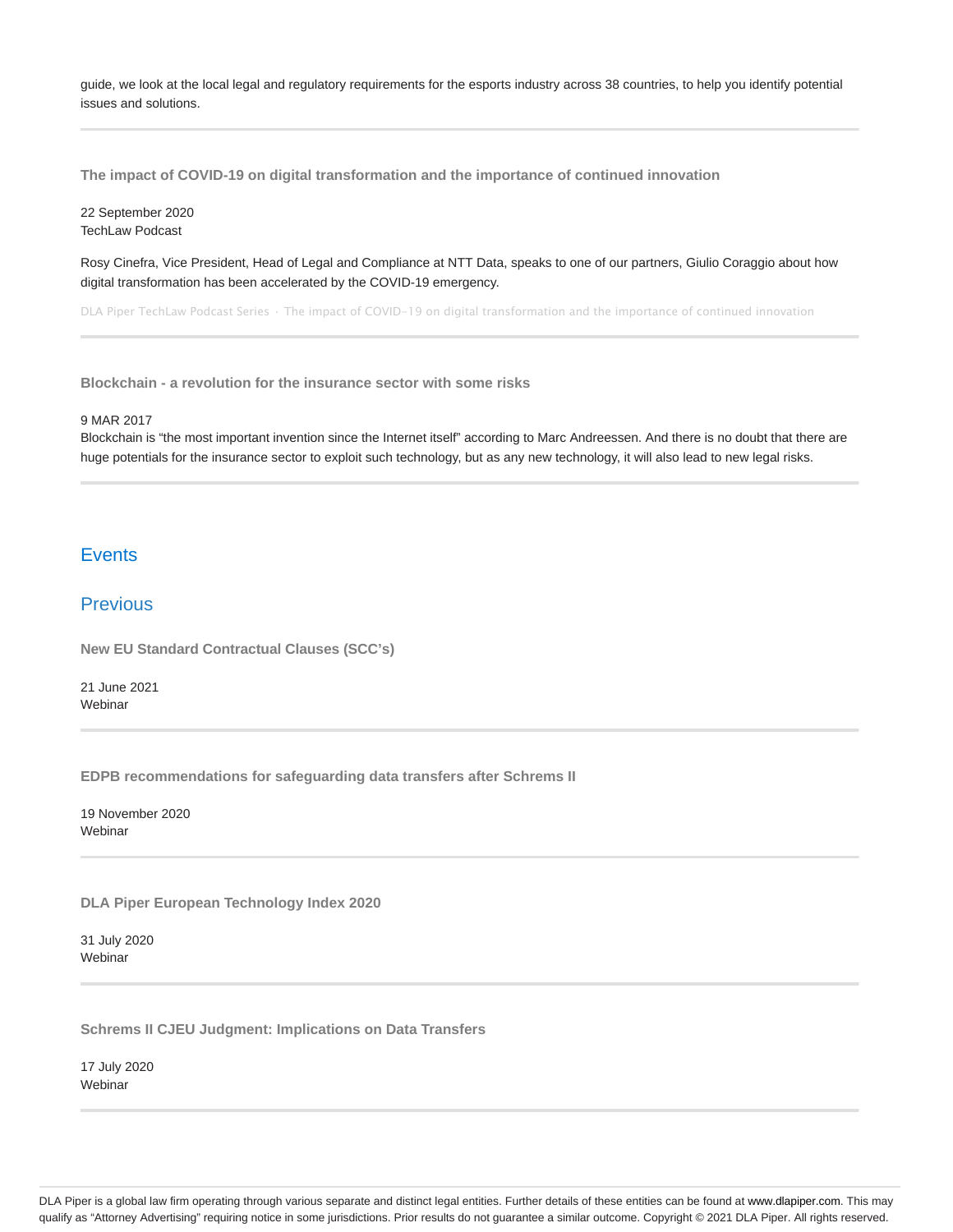guide, we look at the local legal and regulatory requirements for the esports industry across 38 countries, to help you identify potential issues and solutions.

---

**The impact of COVID-19 on digital transformation and the importance of continued innovation**

22 September 2020
TechLaw Podcast

Rosy Cinefra, Vice President, Head of Legal and Compliance at NTT Data, speaks to one of our partners, Giulio Coraggio about how digital transformation has been accelerated by the COVID-19 emergency.

DLA Piper TechLaw Podcast Series · The impact of COVID-19 on digital transformation and the importance of continued innovation

---

**Blockchain - a revolution for the insurance sector with some risks**

9 MAR 2017
Blockchain is "the most important invention since the Internet itself" according to Marc Andreessen. And there is no doubt that there are huge potentials for the insurance sector to exploit such technology, but as any new technology, it will also lead to new legal risks.

---

## Events

## Previous

**New EU Standard Contractual Clauses (SCC's)**

21 June 2021
Webinar

---

**EDPB recommendations for safeguarding data transfers after Schrems II**

19 November 2020
Webinar

---

**DLA Piper European Technology Index 2020**

31 July 2020
Webinar

---

**Schrems II CJEU Judgment: Implications on Data Transfers**

17 July 2020
Webinar

---

DLA Piper is a global law firm operating through various separate and distinct legal entities. Further details of these entities can be found at www.dlapiper.com. This may qualify as "Attorney Advertising" requiring notice in some jurisdictions. Prior results do not guarantee a similar outcome. Copyright © 2021 DLA Piper. All rights reserved.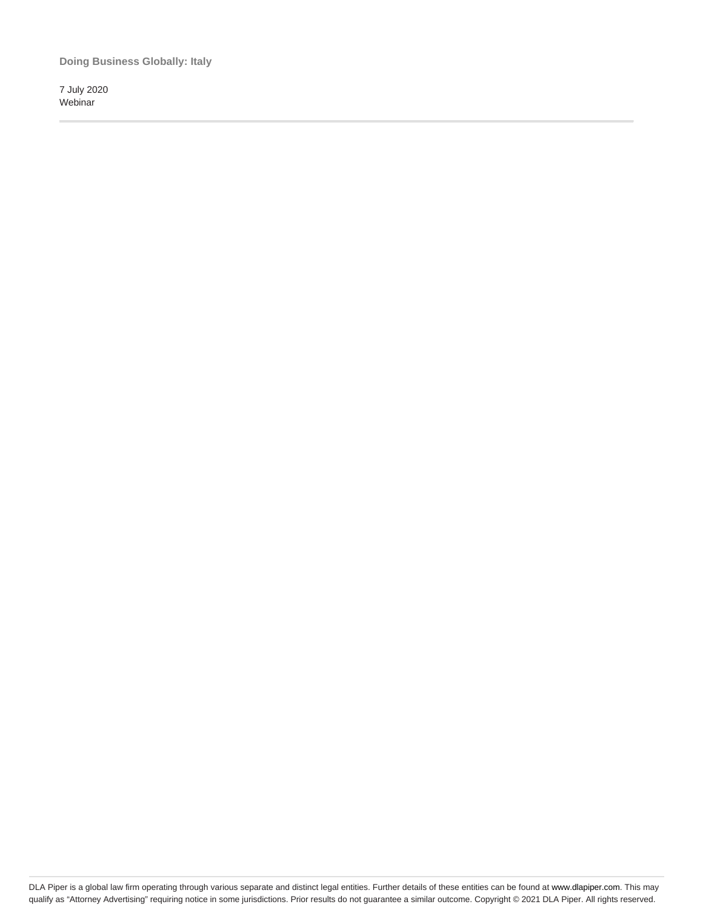**Doing Business Globally: Italy**

7 July 2020
Webinar